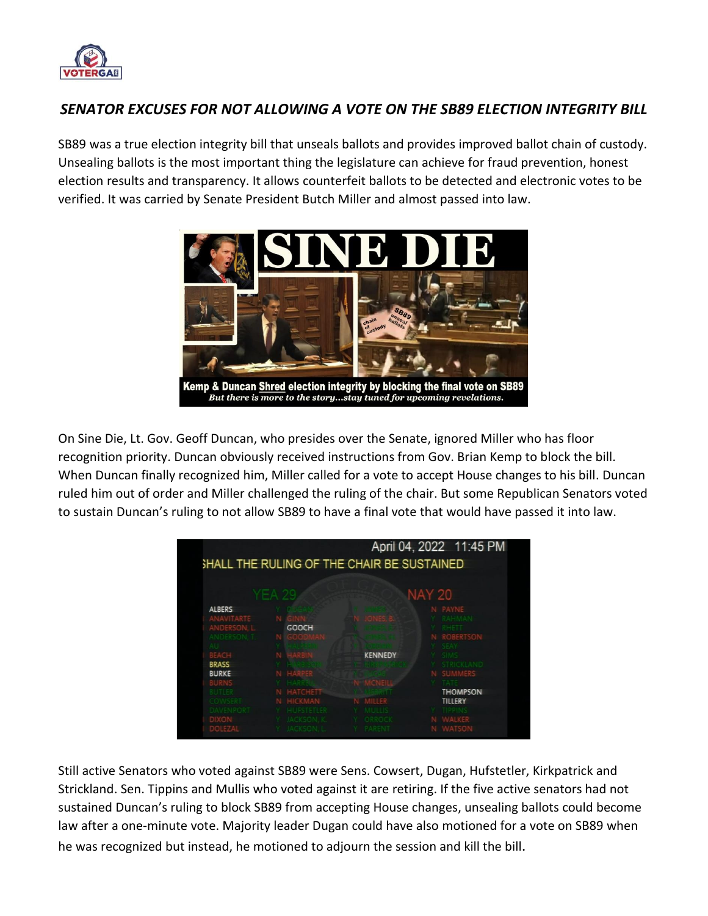## *SENATOR EXCUSES FOR NOT ALLOWING A VOTE ON THE SB89 ELECTION INTEGRITY BILL*

SB89 was a true election integrity bill that unseals ballots and provides improved ballot chain of custody. Unsealing ballots is the most important thing the legislature can achieve for fraud prevention, honest election results and transparency. It allows counterfeit ballots to be detected and electronic votes to be verified. It was carried by Senate President Butch Miller and almost passed into law.

Kemp & Duncan Shred election integrity by blocking the final vote on SB89

*But there is more to the story...stay tuned for upcoming revelations.*

On Sine Die, Lt. Gov. Geoff Duncan, who presides over the Senate, ignored Miller who has floor recognition priority. Duncan obviously received instructions from Gov. Brian Kemp to block the bill. When Duncan finally recognized him, Miller called for a vote to accept House changes to his bill. Duncan ruled him out of order and Miller challenged the ruling of the chair. But some Republican Senators voted to sustain Duncan's ruling to not allow SB89 to have a final vote that would have passed it into law.

April 04, 2022 11:45 PM

SHALL THE RULING OF THE CHAIR BE SUSTAINED

YEA 29 NAY 20

Still active Senators who voted against SB89 were Sens. Cowsert, Dugan, Hufstetler, Kirkpatrick and Strickland. Sen. Tippins and Mullis who voted against it are retiring. If the five active senators had not sustained Duncan's ruling to block SB89 from accepting House changes, unsealing ballots could become law after a one-minute vote. Majority leader Dugan could have also motioned for a vote on SB89 when he was recognized but instead, he motioned to adjourn the session and kill the bill.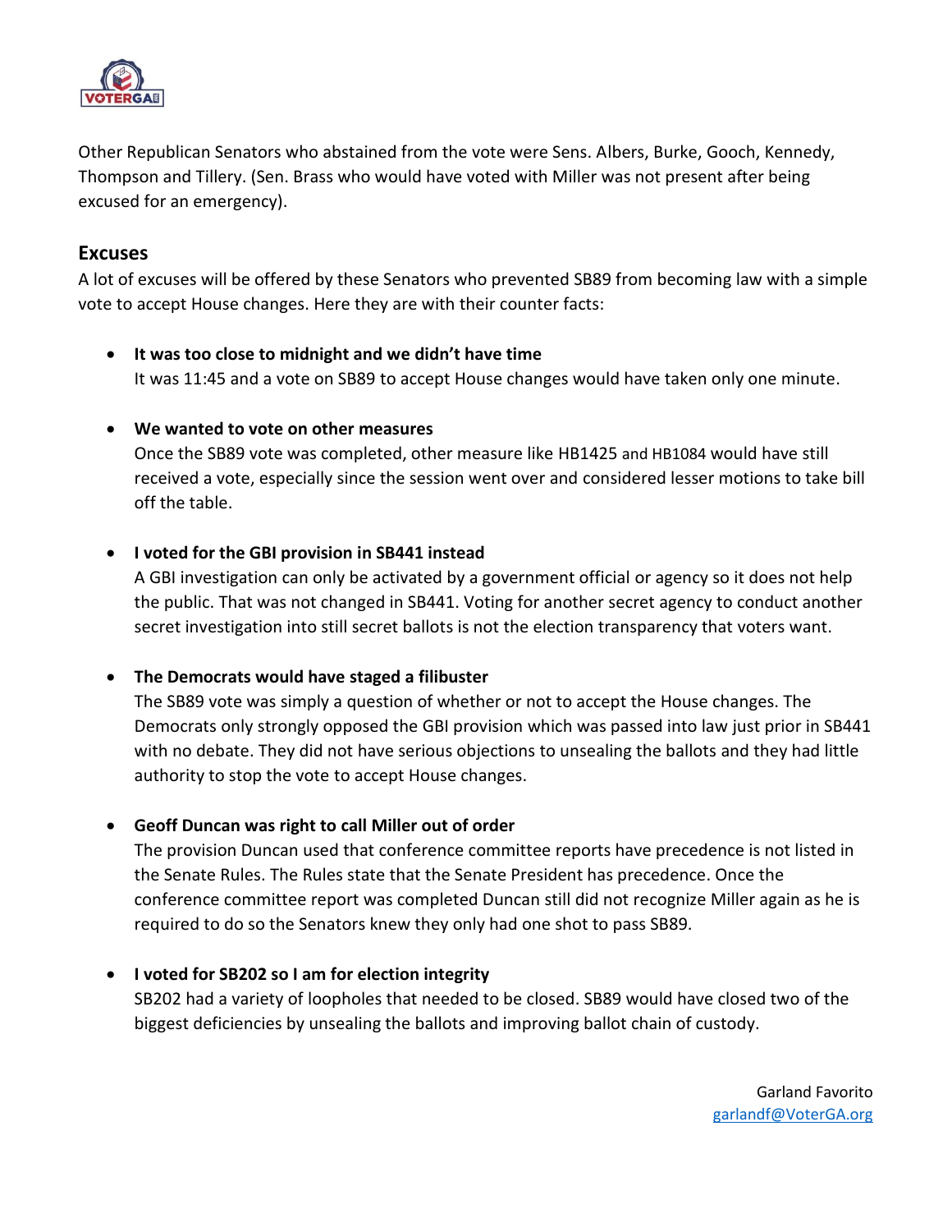Other Republican Senators who abstained from the vote were Sens. Albers, Burke, Gooch, Kennedy, Thompson and Tillery. (Sen. Brass who would have voted with Miller was not present after being excused for an emergency).

## Excuses

A lot of excuses will be offered by these Senators who prevented SB89 from becoming law with a simple vote to accept House changes. Here they are with their counter facts:

- **It was too close to midnight and we didn't have time**
  It was 11:45 and a vote on SB89 to accept House changes would have taken only one minute.

- **We wanted to vote on other measures**
  Once the SB89 vote was completed, other measure like HB1425 and HB1084 would have still received a vote, especially since the session went over and considered lesser motions to take bill off the table.

- **I voted for the GBI provision in SB441 instead**
  A GBI investigation can only be activated by a government official or agency so it does not help the public. That was not changed in SB441. Voting for another secret agency to conduct another secret investigation into still secret ballots is not the election transparency that voters want.

- **The Democrats would have staged a filibuster**
  The SB89 vote was simply a question of whether or not to accept the House changes. The Democrats only strongly opposed the GBI provision which was passed into law just prior in SB441 with no debate. They did not have serious objections to unsealing the ballots and they had little authority to stop the vote to accept House changes.

- **Geoff Duncan was right to call Miller out of order**
  The provision Duncan used that conference committee reports have precedence is not listed in the Senate Rules. The Rules state that the Senate President has precedence. Once the conference committee report was completed Duncan still did not recognize Miller again as he is required to do so the Senators knew they only had one shot to pass SB89.

- **I voted for SB202 so I am for election integrity**
  SB202 had a variety of loopholes that needed to be closed. SB89 would have closed two of the biggest deficiencies by unsealing the ballots and improving ballot chain of custody.

Garland Favorito
garlandf@VoterGA.org